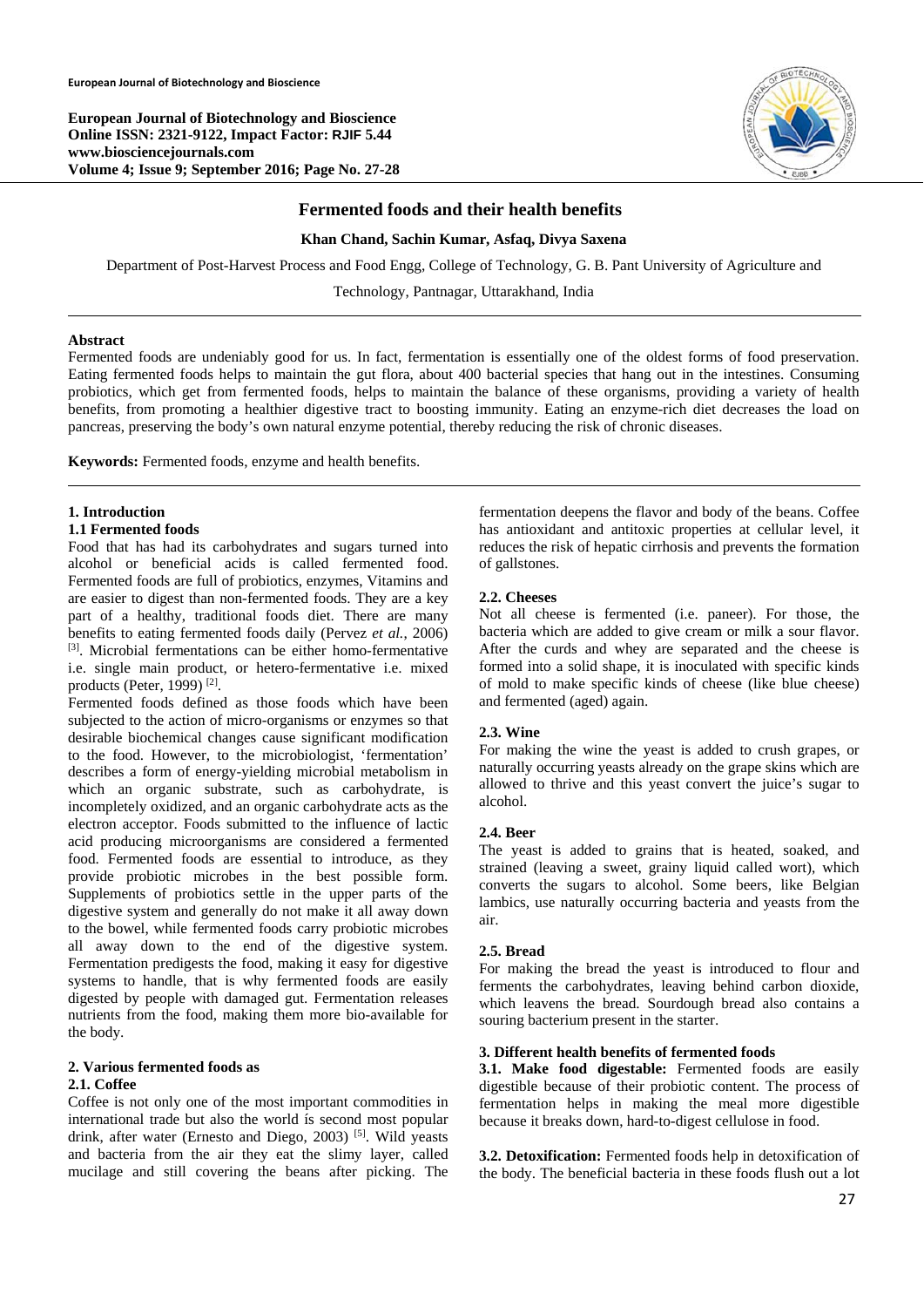# Fermented foods and their health benefits

**Khan Chand, Sachin Kumar, Asfaq, Divya Saxena**

Department of Post-Harvest Process and Food Engg, College of Technology, G. B. Pant University of Agriculture and Technology, Pantnagar, Uttarakhand, India

## Abstract

Fermented foods are undeniably good for us. In fact, fermentation is essentially one of the oldest forms of food preservation. Eating fermented foods helps to maintain the gut flora, about 400 bacterial species that hang out in the intestines. Consuming probiotics, which get from fermented foods, helps to maintain the balance of these organisms, providing a variety of health benefits, from promoting a healthier digestive tract to boosting immunity. Eating an enzyme-rich diet decreases the load on pancreas, preserving the body's own natural enzyme potential, thereby reducing the risk of chronic diseases.

**Keywords:** Fermented foods, enzyme and health benefits.

## 1. Introduction

### 1.1 Fermented foods

Food that has had its carbohydrates and sugars turned into alcohol or beneficial acids is called fermented food. Fermented foods are full of probiotics, enzymes, Vitamins and are easier to digest than non-fermented foods. They are a key part of a healthy, traditional foods diet. There are many benefits to eating fermented foods daily (Pervez *et al.*, 2006) [3]. Microbial fermentations can be either homo-fermentative i.e. single main product, or hetero-fermentative i.e. mixed products (Peter, 1999) [2].

Fermented foods defined as those foods which have been subjected to the action of micro-organisms or enzymes so that desirable biochemical changes cause significant modification to the food. However, to the microbiologist, 'fermentation' describes a form of energy-yielding microbial metabolism in which an organic substrate, such as carbohydrate, is incompletely oxidized, and an organic carbohydrate acts as the electron acceptor. Foods submitted to the influence of lactic acid producing microorganisms are considered a fermented food. Fermented foods are essential to introduce, as they provide probiotic microbes in the best possible form. Supplements of probiotics settle in the upper parts of the digestive system and generally do not make it all away down to the bowel, while fermented foods carry probiotic microbes all away down to the end of the digestive system. Fermentation predigests the food, making it easy for digestive systems to handle, that is why fermented foods are easily digested by people with damaged gut. Fermentation releases nutrients from the food, making them more bio-available for the body.

## 2. Various fermented foods as

### 2.1. Coffee

Coffee is not only one of the most important commodities in international trade but also the world is second most popular drink, after water (Ernesto and Diego, 2003) [5]. Wild yeasts and bacteria from the air they eat the slimy layer, called mucilage and still covering the beans after picking. The fermentation deepens the flavor and body of the beans. Coffee has antioxidant and antitoxic properties at cellular level, it reduces the risk of hepatic cirrhosis and prevents the formation of gallstones.

### 2.2. Cheeses

Not all cheese is fermented (i.e. paneer). For those, the bacteria which are added to give cream or milk a sour flavor. After the curds and whey are separated and the cheese is formed into a solid shape, it is inoculated with specific kinds of mold to make specific kinds of cheese (like blue cheese) and fermented (aged) again.

### 2.3. Wine

For making the wine the yeast is added to crush grapes, or naturally occurring yeasts already on the grape skins which are allowed to thrive and this yeast convert the juice's sugar to alcohol.

### 2.4. Beer

The yeast is added to grains that is heated, soaked, and strained (leaving a sweet, grainy liquid called wort), which converts the sugars to alcohol. Some beers, like Belgian lambics, use naturally occurring bacteria and yeasts from the air.

### 2.5. Bread

For making the bread the yeast is introduced to flour and ferments the carbohydrates, leaving behind carbon dioxide, which leavens the bread. Sourdough bread also contains a souring bacterium present in the starter.

## 3. Different health benefits of fermented foods

**3.1. Make food digestable:** Fermented foods are easily digestible because of their probiotic content. The process of fermentation helps in making the meal more digestible because it breaks down, hard-to-digest cellulose in food.

**3.2. Detoxification:** Fermented foods help in detoxification of the body. The beneficial bacteria in these foods flush out a lot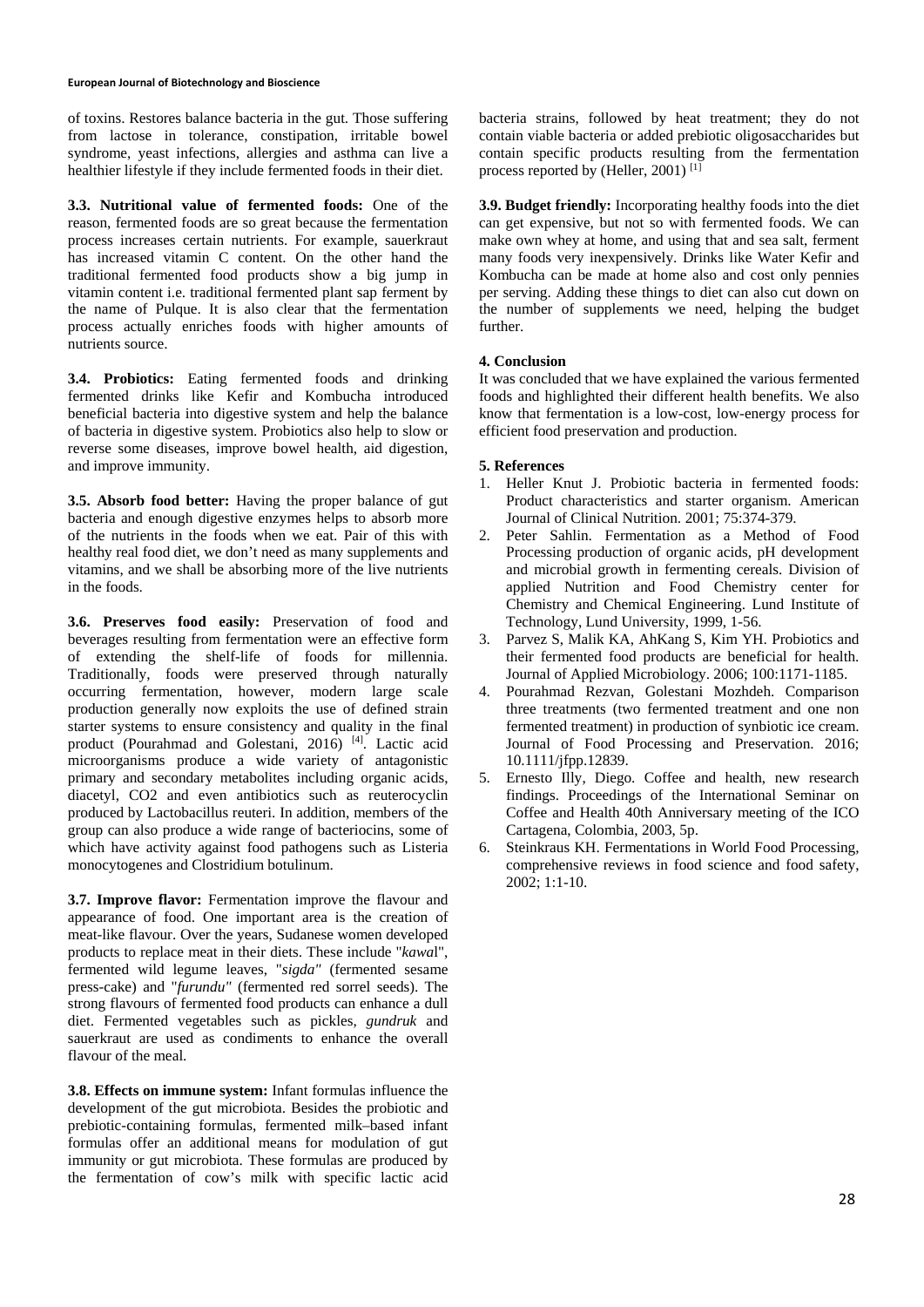of toxins. Restores balance bacteria in the gut. Those suffering from lactose in tolerance, constipation, irritable bowel syndrome, yeast infections, allergies and asthma can live a healthier lifestyle if they include fermented foods in their diet.

**3.3. Nutritional value of fermented foods:** One of the reason, fermented foods are so great because the fermentation process increases certain nutrients. For example, sauerkraut has increased vitamin C content. On the other hand the traditional fermented food products show a big jump in vitamin content i.e. traditional fermented plant sap ferment by the name of Pulque. It is also clear that the fermentation process actually enriches foods with higher amounts of nutrients source.

**3.4. Probiotics:** Eating fermented foods and drinking fermented drinks like Kefir and Kombucha introduced beneficial bacteria into digestive system and help the balance of bacteria in digestive system. Probiotics also help to slow or reverse some diseases, improve bowel health, aid digestion, and improve immunity.

**3.5. Absorb food better:** Having the proper balance of gut bacteria and enough digestive enzymes helps to absorb more of the nutrients in the foods when we eat. Pair of this with healthy real food diet, we don't need as many supplements and vitamins, and we shall be absorbing more of the live nutrients in the foods.

**3.6. Preserves food easily:** Preservation of food and beverages resulting from fermentation were an effective form of extending the shelf-life of foods for millennia. Traditionally, foods were preserved through naturally occurring fermentation, however, modern large scale production generally now exploits the use of defined strain starter systems to ensure consistency and quality in the final product (Pourahmad and Golestani, 2016) [4]. Lactic acid microorganisms produce a wide variety of antagonistic primary and secondary metabolites including organic acids, diacetyl, CO2 and even antibiotics such as reuterocyclin produced by Lactobacillus reuteri. In addition, members of the group can also produce a wide range of bacteriocins, some of which have activity against food pathogens such as Listeria monocytogenes and Clostridium botulinum.

**3.7. Improve flavor:** Fermentation improve the flavour and appearance of food. One important area is the creation of meat-like flavour. Over the years, Sudanese women developed products to replace meat in their diets. These include "*kawal*", fermented wild legume leaves, "*sigda"* (fermented sesame press-cake) and "*furundu"* (fermented red sorrel seeds). The strong flavours of fermented food products can enhance a dull diet. Fermented vegetables such as pickles, *gundruk* and sauerkraut are used as condiments to enhance the overall flavour of the meal.

**3.8. Effects on immune system:** Infant formulas influence the development of the gut microbiota. Besides the probiotic and prebiotic-containing formulas, fermented milk–based infant formulas offer an additional means for modulation of gut immunity or gut microbiota. These formulas are produced by the fermentation of cow's milk with specific lactic acid bacteria strains, followed by heat treatment; they do not contain viable bacteria or added prebiotic oligosaccharides but contain specific products resulting from the fermentation process reported by (Heller, 2001) [1]

**3.9. Budget friendly:** Incorporating healthy foods into the diet can get expensive, but not so with fermented foods. We can make own whey at home, and using that and sea salt, ferment many foods very inexpensively. Drinks like Water Kefir and Kombucha can be made at home also and cost only pennies per serving. Adding these things to diet can also cut down on the number of supplements we need, helping the budget further.

## 4. Conclusion

It was concluded that we have explained the various fermented foods and highlighted their different health benefits. We also know that fermentation is a low-cost, low-energy process for efficient food preservation and production.

## 5. References

1. Heller Knut J. Probiotic bacteria in fermented foods: Product characteristics and starter organism. American Journal of Clinical Nutrition. 2001; 75:374-379.
2. Peter Sahlin. Fermentation as a Method of Food Processing production of organic acids, pH development and microbial growth in fermenting cereals. Division of applied Nutrition and Food Chemistry center for Chemistry and Chemical Engineering. Lund Institute of Technology, Lund University, 1999, 1-56.
3. Parvez S, Malik KA, AhKang S, Kim YH. Probiotics and their fermented food products are beneficial for health. Journal of Applied Microbiology. 2006; 100:1171-1185.
4. Pourahmad Rezvan, Golestani Mozhdeh. Comparison three treatments (two fermented treatment and one non fermented treatment) in production of synbiotic ice cream. Journal of Food Processing and Preservation. 2016; 10.1111/jfpp.12839.
5. Ernesto Illy, Diego. Coffee and health, new research findings. Proceedings of the International Seminar on Coffee and Health 40th Anniversary meeting of the ICO Cartagena, Colombia, 2003, 5p.
6. Steinkraus KH. Fermentations in World Food Processing, comprehensive reviews in food science and food safety, 2002; 1:1-10.